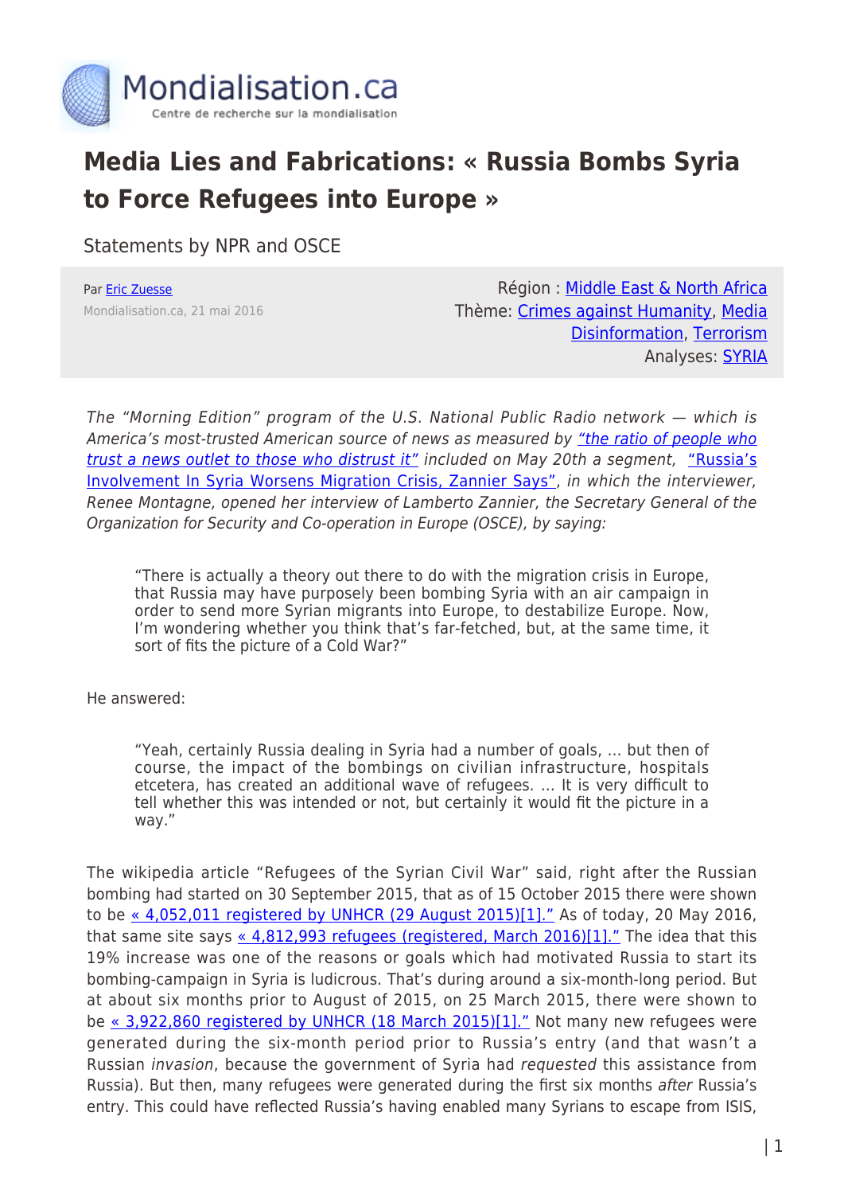Mondialisation.ca

Centre de recherche sur la mondialisation

# Media Lies and Fabrications: « Russia Bombs Syria to Force Refugees into Europe »

Statements by NPR and OSCE

Par Eric Zuesse

Mondialisation.ca, 21 mai 2016

Région : Middle East & North Africa

Thème: Crimes against Humanity, Media Disinformation, Terrorism

Analyses: SYRIA

*The "Morning Edition" program of the U.S. National Public Radio network — which is America's most-trusted American source of news as measured by "the ratio of people who trust a news outlet to those who distrust it" included on May 20th a segment, "Russia's Involvement In Syria Worsens Migration Crisis, Zannier Says", in which the interviewer, Renee Montagne, opened her interview of Lamberto Zannier, the Secretary General of the Organization for Security and Co-operation in Europe (OSCE), by saying:*

> "There is actually a theory out there to do with the migration crisis in Europe, that Russia may have purposely been bombing Syria with an air campaign in order to send more Syrian migrants into Europe, to destabilize Europe. Now, I'm wondering whether you think that's far-fetched, but, at the same time, it sort of fits the picture of a Cold War?"

He answered:

> "Yeah, certainly Russia dealing in Syria had a number of goals, … but then of course, the impact of the bombings on civilian infrastructure, hospitals etcetera, has created an additional wave of refugees. … It is very difficult to tell whether this was intended or not, but certainly it would fit the picture in a way."

The wikipedia article "Refugees of the Syrian Civil War" said, right after the Russian bombing had started on 30 September 2015, that as of 15 October 2015 there were shown to be « 4,052,011 registered by UNHCR (29 August 2015)[1]." As of today, 20 May 2016, that same site says « 4,812,993 refugees (registered, March 2016)[1]." The idea that this 19% increase was one of the reasons or goals which had motivated Russia to start its bombing-campaign in Syria is ludicrous. That's during around a six-month-long period. But at about six months prior to August of 2015, on 25 March 2015, there were shown to be « 3,922,860 registered by UNHCR (18 March 2015)[1]." Not many new refugees were generated during the six-month period prior to Russia's entry (and that wasn't a Russian *invasion*, because the government of Syria had *requested* this assistance from Russia). But then, many refugees were generated during the first six months *after* Russia's entry. This could have reflected Russia's having enabled many Syrians to escape from ISIS,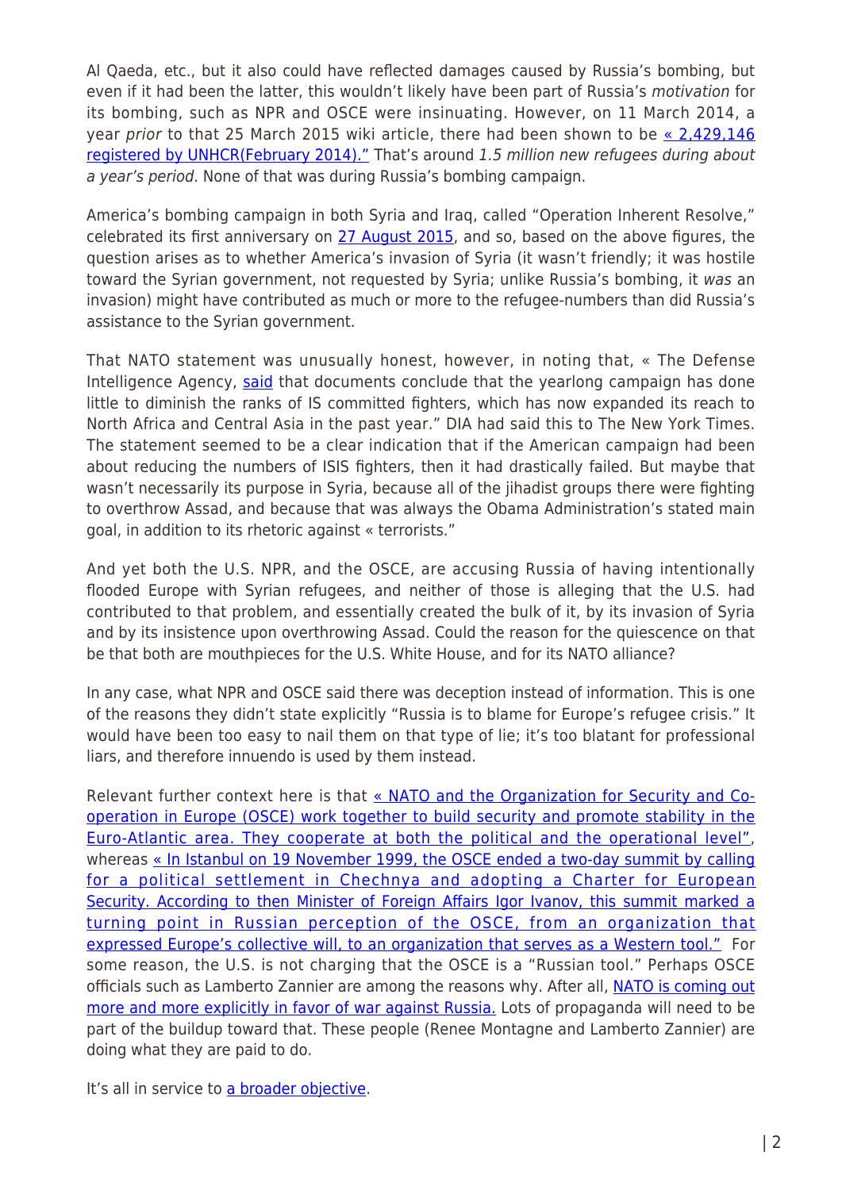Al Qaeda, etc., but it also could have reflected damages caused by Russia's bombing, but even if it had been the latter, this wouldn't likely have been part of Russia's *motivation* for its bombing, such as NPR and OSCE were insinuating. However, on 11 March 2014, a year *prior* to that 25 March 2015 wiki article, there had been shown to be [« 2,429,146 registered by UNHCR(February 2014)."](#) That's around *1.5 million new refugees during about a year's period*. None of that was during Russia's bombing campaign.

America's bombing campaign in both Syria and Iraq, called "Operation Inherent Resolve," celebrated its first anniversary on [27 August 2015](#), and so, based on the above figures, the question arises as to whether America's invasion of Syria (it wasn't friendly; it was hostile toward the Syrian government, not requested by Syria; unlike Russia's bombing, it *was* an invasion) might have contributed as much or more to the refugee-numbers than did Russia's assistance to the Syrian government.

That NATO statement was unusually honest, however, in noting that, « The Defense Intelligence Agency, [said](#) that documents conclude that the yearlong campaign has done little to diminish the ranks of IS committed fighters, which has now expanded its reach to North Africa and Central Asia in the past year." DIA had said this to The New York Times. The statement seemed to be a clear indication that if the American campaign had been about reducing the numbers of ISIS fighters, then it had drastically failed. But maybe that wasn't necessarily its purpose in Syria, because all of the jihadist groups there were fighting to overthrow Assad, and because that was always the Obama Administration's stated main goal, in addition to its rhetoric against « terrorists."

And yet both the U.S. NPR, and the OSCE, are accusing Russia of having intentionally flooded Europe with Syrian refugees, and neither of those is alleging that the U.S. had contributed to that problem, and essentially created the bulk of it, by its invasion of Syria and by its insistence upon overthrowing Assad. Could the reason for the quiescence on that be that both are mouthpieces for the U.S. White House, and for its NATO alliance?

In any case, what NPR and OSCE said there was deception instead of information. This is one of the reasons they didn't state explicitly "Russia is to blame for Europe's refugee crisis." It would have been too easy to nail them on that type of lie; it's too blatant for professional liars, and therefore innuendo is used by them instead.

Relevant further context here is that [« NATO and the Organization for Security and Co-operation in Europe (OSCE) work together to build security and promote stability in the Euro-Atlantic area. They cooperate at both the political and the operational level"](#), whereas [« In Istanbul on 19 November 1999, the OSCE ended a two-day summit by calling for a political settlement in Chechnya and adopting a Charter for European Security. According to then Minister of Foreign Affairs Igor Ivanov, this summit marked a turning point in Russian perception of the OSCE, from an organization that expressed Europe's collective will, to an organization that serves as a Western tool."](#) For some reason, the U.S. is not charging that the OSCE is a "Russian tool." Perhaps OSCE officials such as Lamberto Zannier are among the reasons why. After all, [NATO is coming out more and more explicitly in favor of war against Russia.](#) Lots of propaganda will need to be part of the buildup toward that. These people (Renee Montagne and Lamberto Zannier) are doing what they are paid to do.

It's all in service to [a broader objective](#).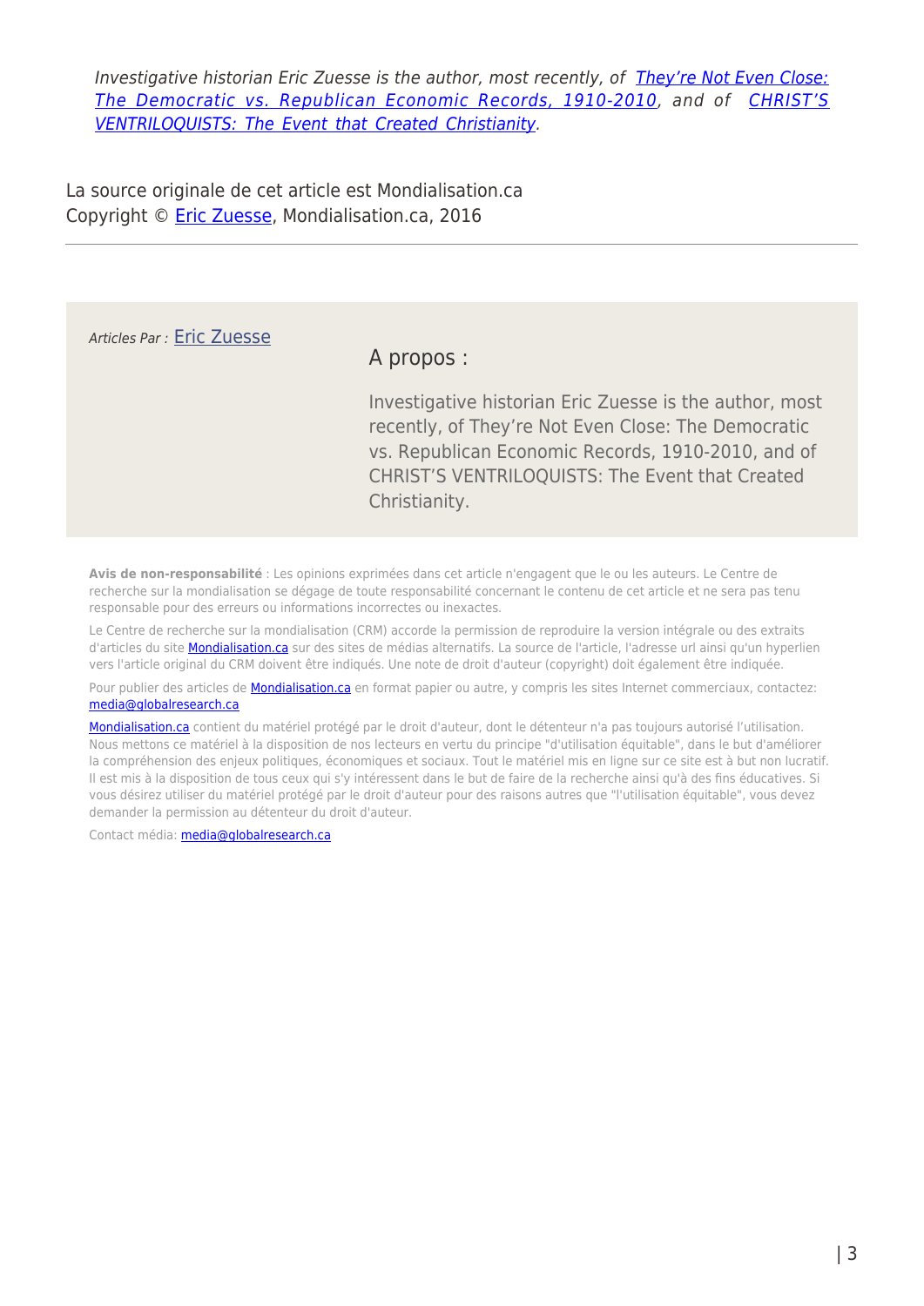*Investigative historian Eric Zuesse is the author, most recently, of [They're Not Even Close: The Democratic vs. Republican Economic Records, 1910-2010](), and of [CHRIST'S VENTRILOQUISTS: The Event that Created Christianity]().*

La source originale de cet article est Mondialisation.ca
Copyright © [Eric Zuesse](), Mondialisation.ca, 2016

---

*Articles Par :* [Eric Zuesse]()

A propos :

Investigative historian Eric Zuesse is the author, most recently, of They're Not Even Close: The Democratic vs. Republican Economic Records, 1910-2010, and of CHRIST'S VENTRILOQUISTS: The Event that Created Christianity.

**Avis de non-responsabilité** : Les opinions exprimées dans cet article n'engagent que le ou les auteurs. Le Centre de recherche sur la mondialisation se dégage de toute responsabilité concernant le contenu de cet article et ne sera pas tenu responsable pour des erreurs ou informations incorrectes ou inexactes.

Le Centre de recherche sur la mondialisation (CRM) accorde la permission de reproduire la version intégrale ou des extraits d'articles du site [Mondialisation.ca]() sur des sites de médias alternatifs. La source de l'article, l'adresse url ainsi qu'un hyperlien vers l'article original du CRM doivent être indiqués. Une note de droit d'auteur (copyright) doit également être indiquée.

Pour publier des articles de [Mondialisation.ca]() en format papier ou autre, y compris les sites Internet commerciaux, contactez: [media@globalresearch.ca]()

[Mondialisation.ca]() contient du matériel protégé par le droit d'auteur, dont le détenteur n'a pas toujours autorisé l'utilisation. Nous mettons ce matériel à la disposition de nos lecteurs en vertu du principe "d'utilisation équitable", dans le but d'améliorer la compréhension des enjeux politiques, économiques et sociaux. Tout le matériel mis en ligne sur ce site est à but non lucratif. Il est mis à la disposition de tous ceux qui s'y intéressent dans le but de faire de la recherche ainsi qu'à des fins éducatives. Si vous désirez utiliser du matériel protégé par le droit d'auteur pour des raisons autres que "l'utilisation équitable", vous devez demander la permission au détenteur du droit d'auteur.

Contact média: [media@globalresearch.ca]()